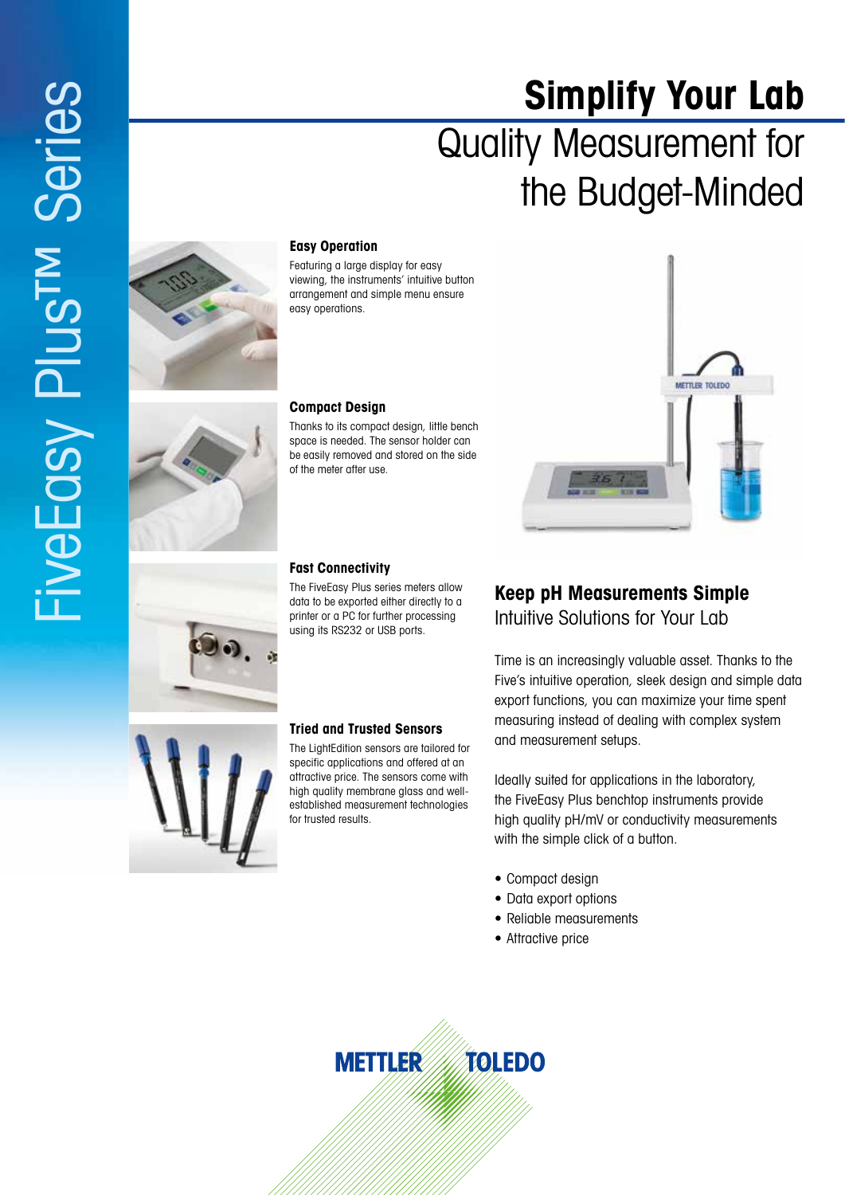# Simplify Your Lab

## Quality Measurement for the Budget-Minded

FiveEasy Plus™ Series

### Easy Operation

Featuring a large display for easy viewing, the instruments' intuitive button arrangement and simple menu ensure easy operations.

### Compact Design

Thanks to its compact design, little bench space is needed. The sensor holder can be easily removed and stored on the side of the meter after use.

### Fast Connectivity

The FiveEasy Plus series meters allow data to be exported either directly to a printer or a PC for further processing using its RS232 or USB ports.

### Tried and Trusted Sensors

The LightEdition sensors are tailored for specific applications and offered at an attractive price. The sensors come with high quality membrane glass and well-established measurement technologies for trusted results.

## Keep pH Measurements Simple

Intuitive Solutions for Your Lab

Time is an increasingly valuable asset. Thanks to the Five's intuitive operation, sleek design and simple data export functions, you can maximize your time spent measuring instead of dealing with complex system and measurement setups.

Ideally suited for applications in the laboratory, the FiveEasy Plus benchtop instruments provide high quality pH/mV or conductivity measurements with the simple click of a button.

- Compact design
- Data export options
- Reliable measurements
- Attractive price

METTLER TOLEDO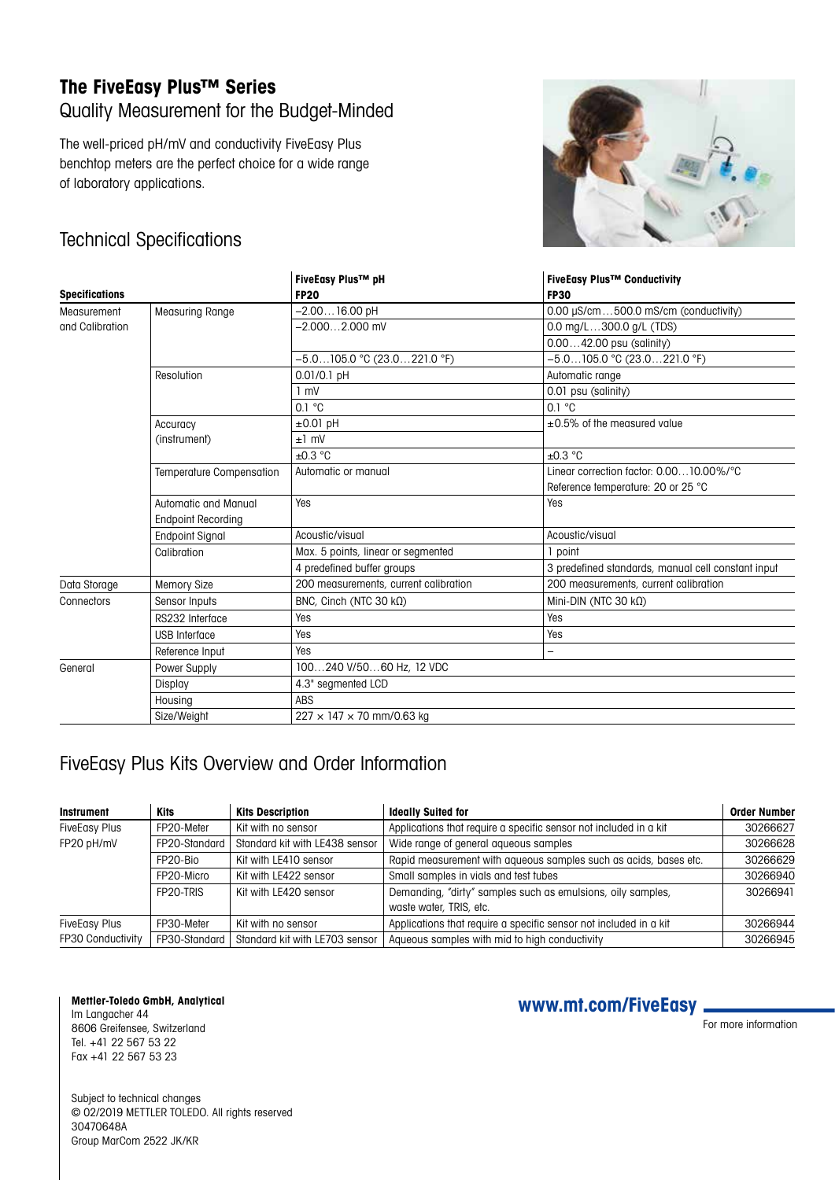# The FiveEasy Plus™ Series

## Quality Measurement for the Budget-Minded

The well-priced pH/mV and conductivity FiveEasy Plus benchtop meters are the perfect choice for a wide range of laboratory applications.

## Technical Specifications

| Specifications | | FiveEasy Plus™ pH FP20 | FiveEasy Plus™ Conductivity FP30 |
|---|---|---|---|
| Measurement and Calibration | Measuring Range | −2.00…16.00 pH | 0.00 µS/cm…500.0 mS/cm (conductivity) |
| | | −2.000…2.000 mV | 0.0 mg/L…300.0 g/L (TDS) |
| | | | 0.00…42.00 psu (salinity) |
| | | −5.0…105.0 °C (23.0…221.0 °F) | −5.0…105.0 °C (23.0…221.0 °F) |
| | Resolution | 0.01/0.1 pH | Automatic range |
| | | 1 mV | 0.01 psu (salinity) |
| | | 0.1 °C | 0.1 °C |
| | Accuracy (instrument) | ±0.01 pH | ±0.5% of the measured value |
| | | ±1 mV | |
| | | ±0.3 °C | ±0.3 °C |
| | Temperature Compensation | Automatic or manual | Linear correction factor: 0.00…10.00%/°C |
| | | | Reference temperature: 20 or 25 °C |
| | Automatic and Manual Endpoint Recording | Yes | Yes |
| | Endpoint Signal | Acoustic/visual | Acoustic/visual |
| | Calibration | Max. 5 points, linear or segmented | 1 point |
| | | 4 predefined buffer groups | 3 predefined standards, manual cell constant input |
| Data Storage | Memory Size | 200 measurements, current calibration | 200 measurements, current calibration |
| Connectors | Sensor Inputs | BNC, Cinch (NTC 30 kΩ) | Mini-DIN (NTC 30 kΩ) |
| | RS232 Interface | Yes | Yes |
| | USB Interface | Yes | Yes |
| | Reference Input | Yes | – |
| General | Power Supply | 100…240 V/50…60 Hz, 12 VDC | |
| | Display | 4.3" segmented LCD | |
| | Housing | ABS | |
| | Size/Weight | 227 × 147 × 70 mm/0.63 kg | |

## FiveEasy Plus Kits Overview and Order Information

| Instrument | Kits | Kits Description | Ideally Suited for | Order Number |
|---|---|---|---|---|
| FiveEasy Plus FP20 pH/mV | FP20-Meter | Kit with no sensor | Applications that require a specific sensor not included in a kit | 30266627 |
| | FP20-Standard | Standard kit with LE438 sensor | Wide range of general aqueous samples | 30266628 |
| | FP20-Bio | Kit with LE410 sensor | Rapid measurement with aqueous samples such as acids, bases etc. | 30266629 |
| | FP20-Micro | Kit with LE422 sensor | Small samples in vials and test tubes | 30266940 |
| | FP20-TRIS | Kit with LE420 sensor | Demanding, "dirty" samples such as emulsions, oily samples, waste water, TRIS, etc. | 30266941 |
| FiveEasy Plus FP30 Conductivity | FP30-Meter | Kit with no sensor | Applications that require a specific sensor not included in a kit | 30266944 |
| | FP30-Standard | Standard kit with LE703 sensor | Aqueous samples with mid to high conductivity | 30266945 |

**Mettler-Toledo GmbH, Analytical**
Im Langacher 44
8606 Greifensee, Switzerland
Tel. +41 22 567 53 22
Fax +41 22 567 53 23

Subject to technical changes
© 02/2019 METTLER TOLEDO. All rights reserved
30470648A
Group MarCom 2522 JK/KR

**www.mt.com/FiveEasy**
For more information